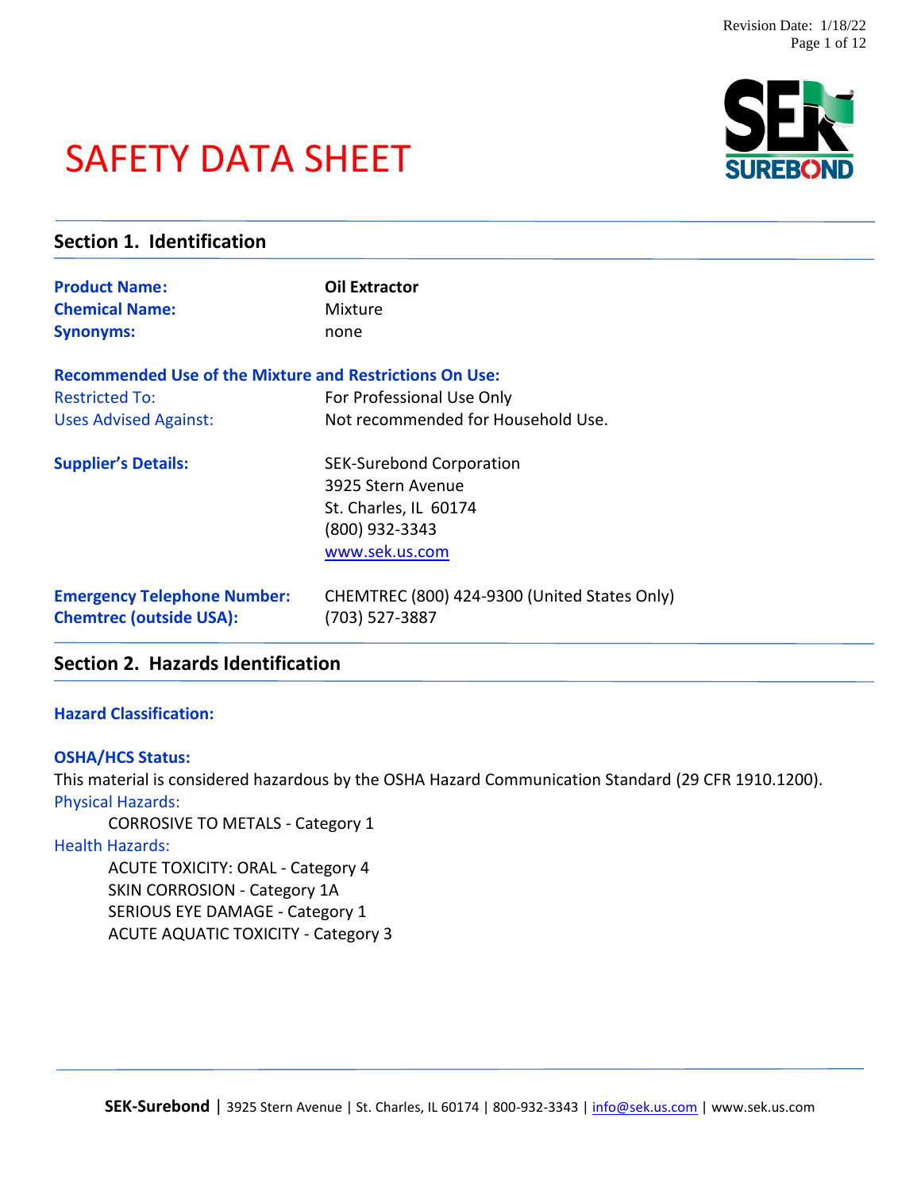# SAFETY DATA SHEET

## Section 1. Identification

**Product Name:** **Oil Extractor**
**Chemical Name:** Mixture
**Synonyms:** none

**Recommended Use of the Mixture and Restrictions On Use:**
Restricted To: For Professional Use Only
Uses Advised Against: Not recommended for Household Use.

**Supplier's Details:**
SEK-Surebond Corporation
3925 Stern Avenue
St. Charles, IL 60174
(800) 932-3343
www.sek.us.com

**Emergency Telephone Number:** CHEMTREC (800) 424-9300 (United States Only)
**Chemtrec (outside USA):** (703) 527-3887

## Section 2. Hazards Identification

**Hazard Classification:**

**OSHA/HCS Status:**
This material is considered hazardous by the OSHA Hazard Communication Standard (29 CFR 1910.1200).

Physical Hazards:
- CORROSIVE TO METALS - Category 1

Health Hazards:
- ACUTE TOXICITY: ORAL - Category 4
- SKIN CORROSION - Category 1A
- SERIOUS EYE DAMAGE - Category 1
- ACUTE AQUATIC TOXICITY - Category 3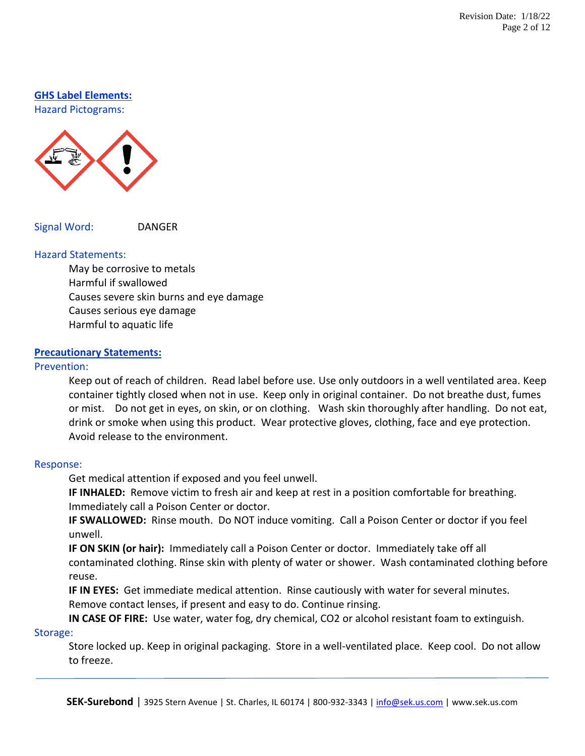## GHS Label Elements:

### Hazard Pictograms:

**Signal Word:** DANGER

### Hazard Statements:

May be corrosive to metals
Harmful if swallowed
Causes severe skin burns and eye damage
Causes serious eye damage
Harmful to aquatic life

## Precautionary Statements:

### Prevention:

Keep out of reach of children. Read label before use. Use only outdoors in a well ventilated area. Keep container tightly closed when not in use. Keep only in original container. Do not breathe dust, fumes or mist. Do not get in eyes, on skin, or on clothing. Wash skin thoroughly after handling. Do not eat, drink or smoke when using this product. Wear protective gloves, clothing, face and eye protection. Avoid release to the environment.

### Response:

Get medical attention if exposed and you feel unwell.

**IF INHALED:** Remove victim to fresh air and keep at rest in a position comfortable for breathing. Immediately call a Poison Center or doctor.

**IF SWALLOWED:** Rinse mouth. Do NOT induce vomiting. Call a Poison Center or doctor if you feel unwell.

**IF ON SKIN (or hair):** Immediately call a Poison Center or doctor. Immediately take off all contaminated clothing. Rinse skin with plenty of water or shower. Wash contaminated clothing before reuse.

**IF IN EYES:** Get immediate medical attention. Rinse cautiously with water for several minutes. Remove contact lenses, if present and easy to do. Continue rinsing.

**IN CASE OF FIRE:** Use water, water fog, dry chemical, $CO_2$ or alcohol resistant foam to extinguish.

### Storage:

Store locked up. Keep in original packaging. Store in a well-ventilated place. Keep cool. Do not allow to freeze.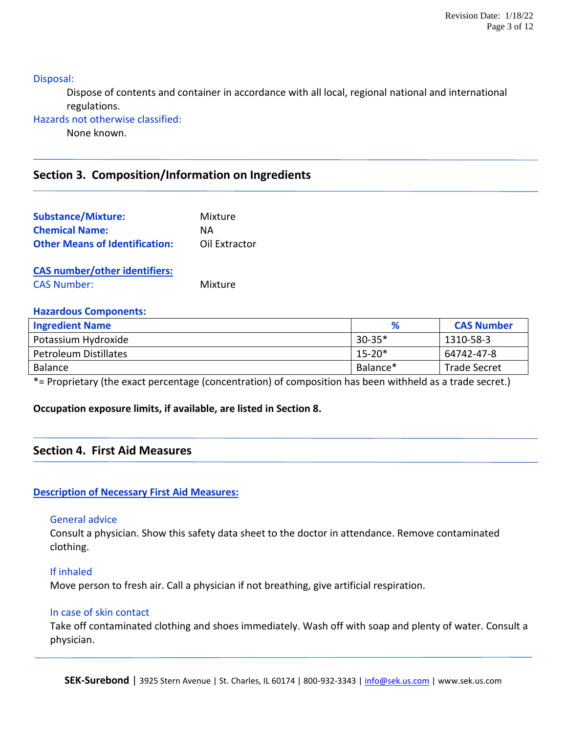Disposal:

Dispose of contents and container in accordance with all local, regional national and international regulations.

Hazards not otherwise classified:

None known.

## Section 3. Composition/Information on Ingredients

**Substance/Mixture:** Mixture
**Chemical Name:** NA
**Other Means of Identification:** Oil Extractor

**CAS number/other identifiers:**

CAS Number: Mixture

**Hazardous Components:**

| Ingredient Name | % | CAS Number |
|---|---|---|
| Potassium Hydroxide | 30-35* | 1310-58-3 |
| Petroleum Distillates | 15-20* | 64742-47-8 |
| Balance | Balance* | Trade Secret |

*= Proprietary (the exact percentage (concentration) of composition has been withheld as a trade secret.)

**Occupation exposure limits, if available, are listed in Section 8.**

## Section 4. First Aid Measures

**Description of Necessary First Aid Measures:**

General advice

Consult a physician. Show this safety data sheet to the doctor in attendance. Remove contaminated clothing.

If inhaled

Move person to fresh air. Call a physician if not breathing, give artificial respiration.

In case of skin contact

Take off contaminated clothing and shoes immediately. Wash off with soap and plenty of water. Consult a physician.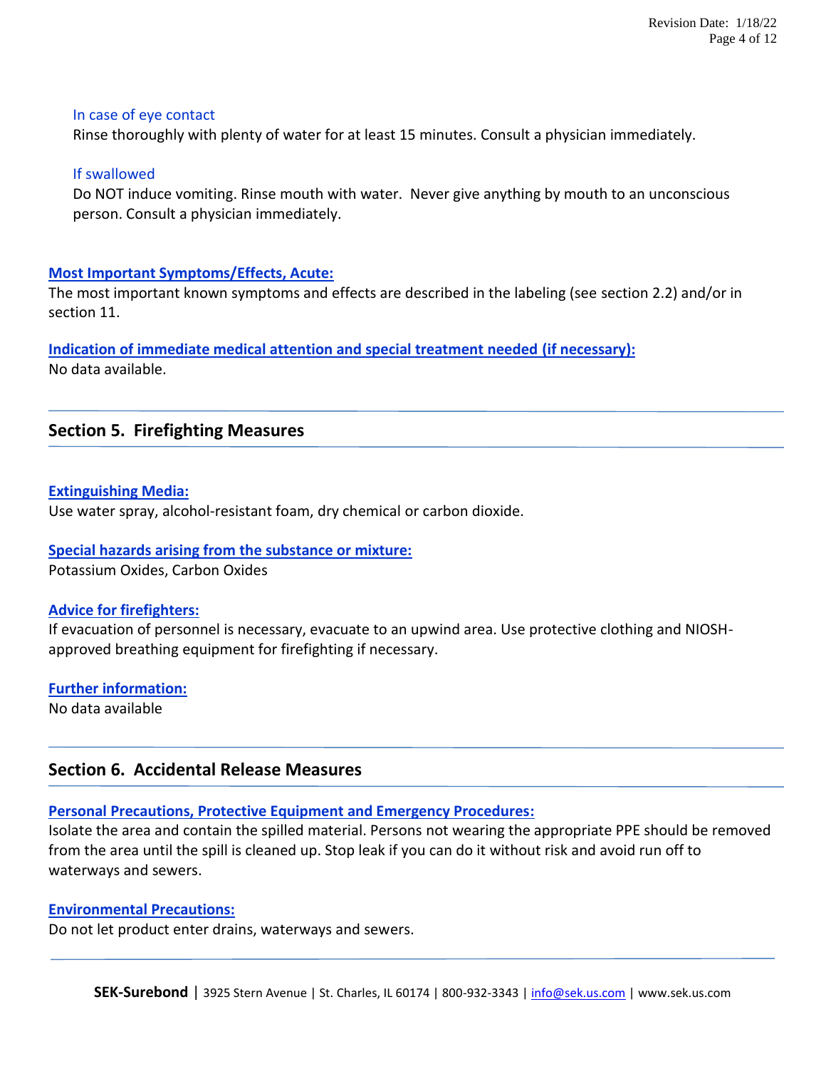### In case of eye contact

Rinse thoroughly with plenty of water for at least 15 minutes. Consult a physician immediately.

### If swallowed

Do NOT induce vomiting. Rinse mouth with water. Never give anything by mouth to an unconscious person. Consult a physician immediately.

**Most Important Symptoms/Effects, Acute:**

The most important known symptoms and effects are described in the labeling (see section 2.2) and/or in section 11.

**Indication of immediate medical attention and special treatment needed (if necessary):**

No data available.

## Section 5. Firefighting Measures

**Extinguishing Media:**

Use water spray, alcohol-resistant foam, dry chemical or carbon dioxide.

**Special hazards arising from the substance or mixture:**

Potassium Oxides, Carbon Oxides

**Advice for firefighters:**

If evacuation of personnel is necessary, evacuate to an upwind area. Use protective clothing and NIOSH-approved breathing equipment for firefighting if necessary.

**Further information:**

No data available

## Section 6. Accidental Release Measures

**Personal Precautions, Protective Equipment and Emergency Procedures:**

Isolate the area and contain the spilled material. Persons not wearing the appropriate PPE should be removed from the area until the spill is cleaned up. Stop leak if you can do it without risk and avoid run off to waterways and sewers.

**Environmental Precautions:**

Do not let product enter drains, waterways and sewers.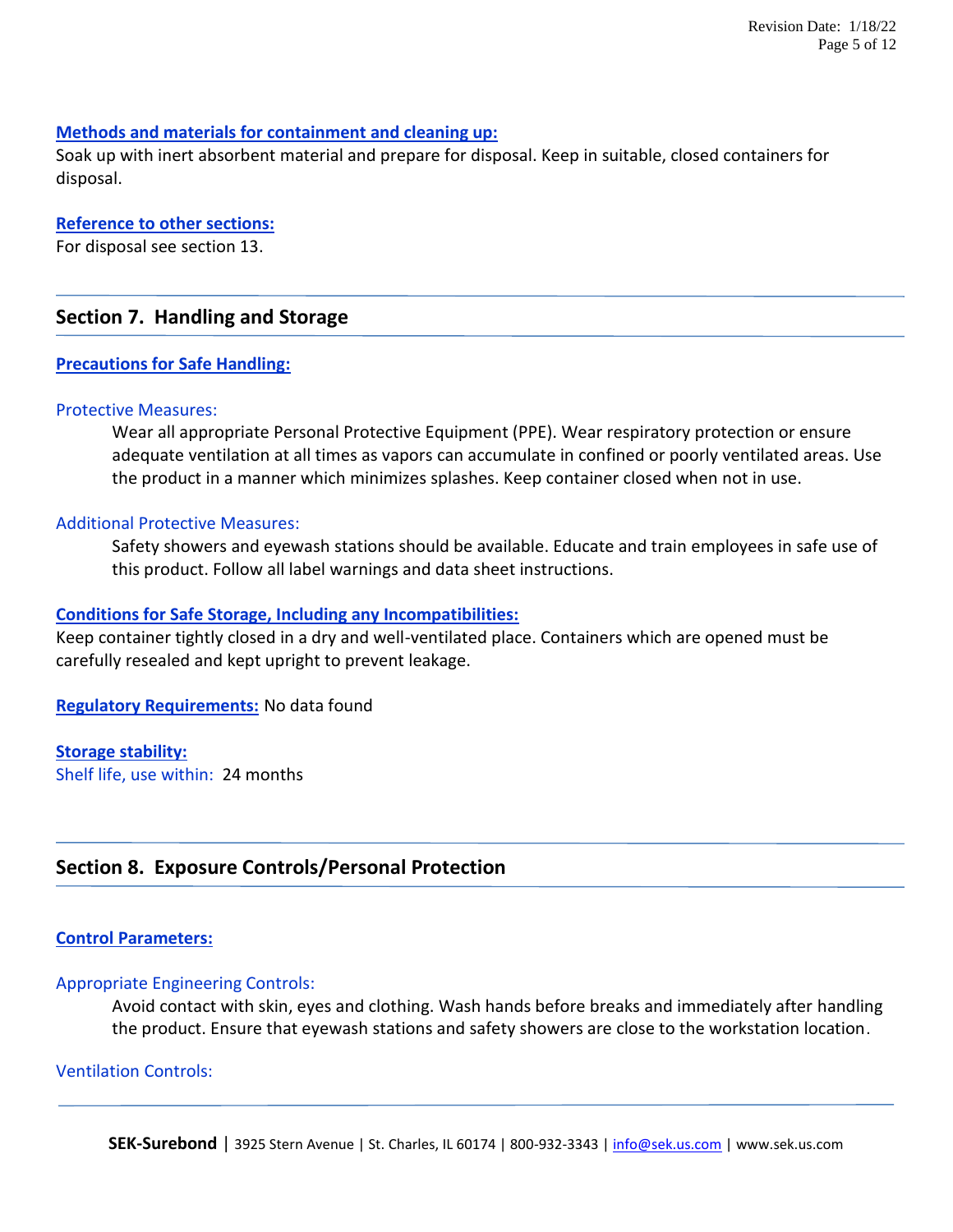**Methods and materials for containment and cleaning up:**

Soak up with inert absorbent material and prepare for disposal. Keep in suitable, closed containers for disposal.

**Reference to other sections:**

For disposal see section 13.

## Section 7. Handling and Storage

**Precautions for Safe Handling:**

Protective Measures:

Wear all appropriate Personal Protective Equipment (PPE). Wear respiratory protection or ensure adequate ventilation at all times as vapors can accumulate in confined or poorly ventilated areas. Use the product in a manner which minimizes splashes. Keep container closed when not in use.

Additional Protective Measures:

Safety showers and eyewash stations should be available. Educate and train employees in safe use of this product. Follow all label warnings and data sheet instructions.

**Conditions for Safe Storage, Including any Incompatibilities:**

Keep container tightly closed in a dry and well-ventilated place. Containers which are opened must be carefully resealed and kept upright to prevent leakage.

**Regulatory Requirements:** No data found

**Storage stability:**

Shelf life, use within: 24 months

## Section 8. Exposure Controls/Personal Protection

**Control Parameters:**

Appropriate Engineering Controls:

Avoid contact with skin, eyes and clothing. Wash hands before breaks and immediately after handling the product. Ensure that eyewash stations and safety showers are close to the workstation location.

Ventilation Controls: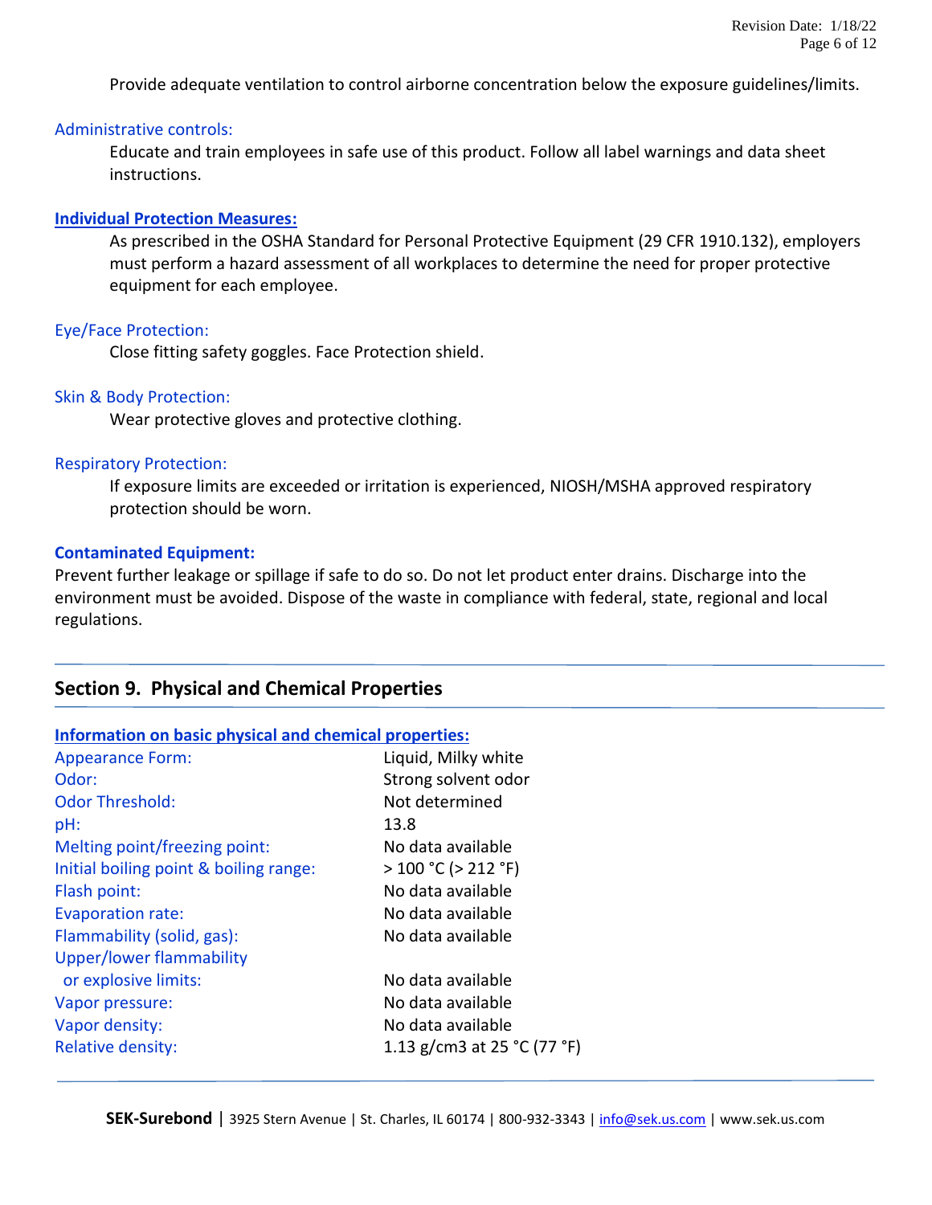Provide adequate ventilation to control airborne concentration below the exposure guidelines/limits.

Administrative controls:

Educate and train employees in safe use of this product. Follow all label warnings and data sheet instructions.

**Individual Protection Measures:**

As prescribed in the OSHA Standard for Personal Protective Equipment (29 CFR 1910.132), employers must perform a hazard assessment of all workplaces to determine the need for proper protective equipment for each employee.

Eye/Face Protection:

Close fitting safety goggles. Face Protection shield.

Skin & Body Protection:

Wear protective gloves and protective clothing.

Respiratory Protection:

If exposure limits are exceeded or irritation is experienced, NIOSH/MSHA approved respiratory protection should be worn.

**Contaminated Equipment:**

Prevent further leakage or spillage if safe to do so. Do not let product enter drains. Discharge into the environment must be avoided. Dispose of the waste in compliance with federal, state, regional and local regulations.

## Section 9. Physical and Chemical Properties

**Information on basic physical and chemical properties:**

| | |
|---|---|
| Appearance Form: | Liquid, Milky white |
| Odor: | Strong solvent odor |
| Odor Threshold: | Not determined |
| pH: | 13.8 |
| Melting point/freezing point: | No data available |
| Initial boiling point & boiling range: | > 100 °C (> 212 °F) |
| Flash point: | No data available |
| Evaporation rate: | No data available |
| Flammability (solid, gas): | No data available |
| Upper/lower flammability or explosive limits: | No data available |
| Vapor pressure: | No data available |
| Vapor density: | No data available |
| Relative density: | 1.13 g/cm3 at 25 °C (77 °F) |

**SEK-Surebond** | 3925 Stern Avenue | St. Charles, IL 60174 | 800-932-3343 | info@sek.us.com | www.sek.us.com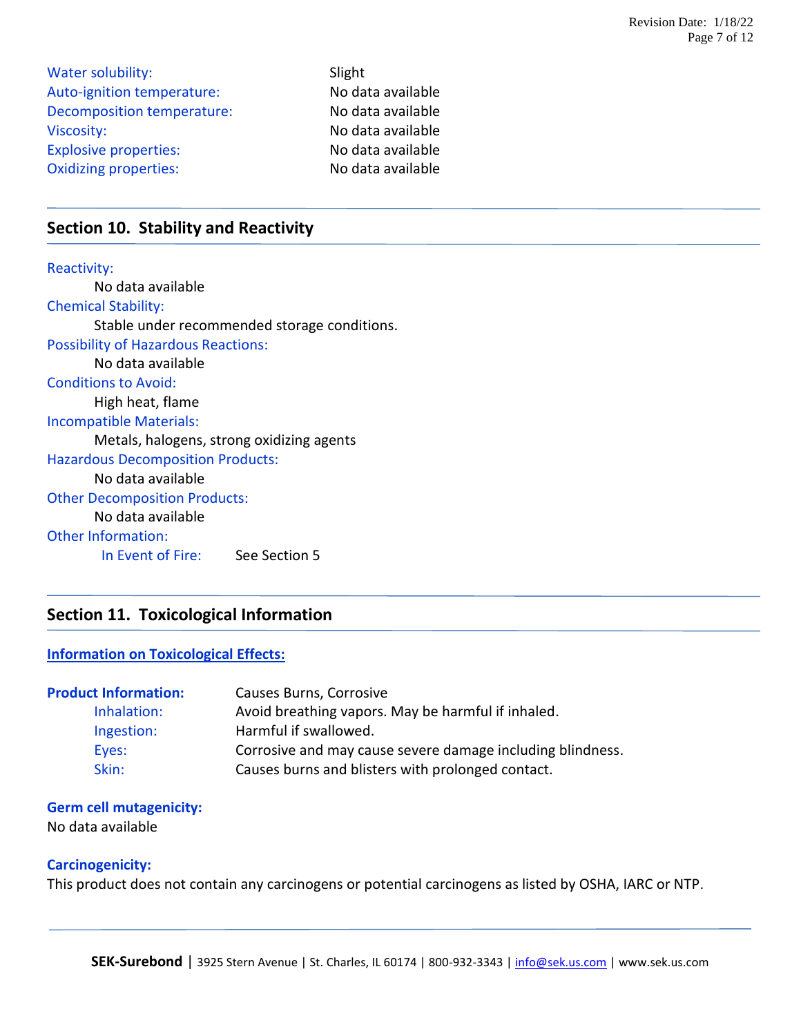| | |
|---|---|
| Water solubility: | Slight |
| Auto-ignition temperature: | No data available |
| Decomposition temperature: | No data available |
| Viscosity: | No data available |
| Explosive properties: | No data available |
| Oxidizing properties: | No data available |

## Section 10. Stability and Reactivity

Reactivity:
No data available

Chemical Stability:
Stable under recommended storage conditions.

Possibility of Hazardous Reactions:
No data available

Conditions to Avoid:
High heat, flame

Incompatible Materials:
Metals, halogens, strong oxidizing agents

Hazardous Decomposition Products:
No data available

Other Decomposition Products:
No data available

Other Information:
In Event of Fire: See Section 5

## Section 11. Toxicological Information

**Information on Toxicological Effects:**

| | |
|---|---|
| **Product Information:** | Causes Burns, Corrosive |
| Inhalation: | Avoid breathing vapors. May be harmful if inhaled. |
| Ingestion: | Harmful if swallowed. |
| Eyes: | Corrosive and may cause severe damage including blindness. |
| Skin: | Causes burns and blisters with prolonged contact. |

**Germ cell mutagenicity:**
No data available

**Carcinogenicity:**
This product does not contain any carcinogens or potential carcinogens as listed by OSHA, IARC or NTP.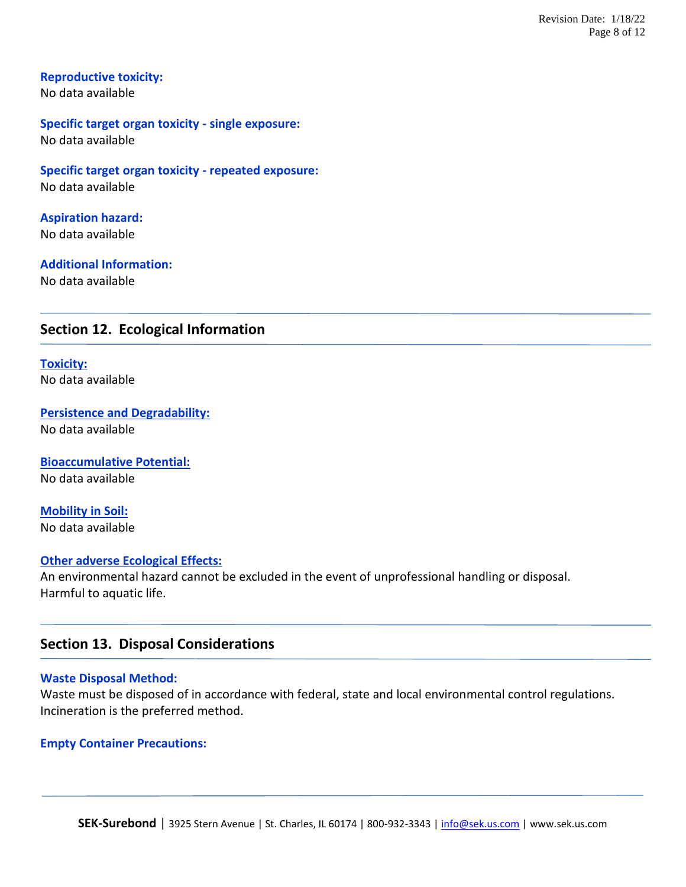**Reproductive toxicity:**
No data available

**Specific target organ toxicity - single exposure:**
No data available

**Specific target organ toxicity - repeated exposure:**
No data available

**Aspiration hazard:**
No data available

**Additional Information:**
No data available

## Section 12. Ecological Information

**Toxicity:**
No data available

**Persistence and Degradability:**
No data available

**Bioaccumulative Potential:**
No data available

**Mobility in Soil:**
No data available

**Other adverse Ecological Effects:**
An environmental hazard cannot be excluded in the event of unprofessional handling or disposal.
Harmful to aquatic life.

## Section 13. Disposal Considerations

**Waste Disposal Method:**
Waste must be disposed of in accordance with federal, state and local environmental control regulations.
Incineration is the preferred method.

**Empty Container Precautions:**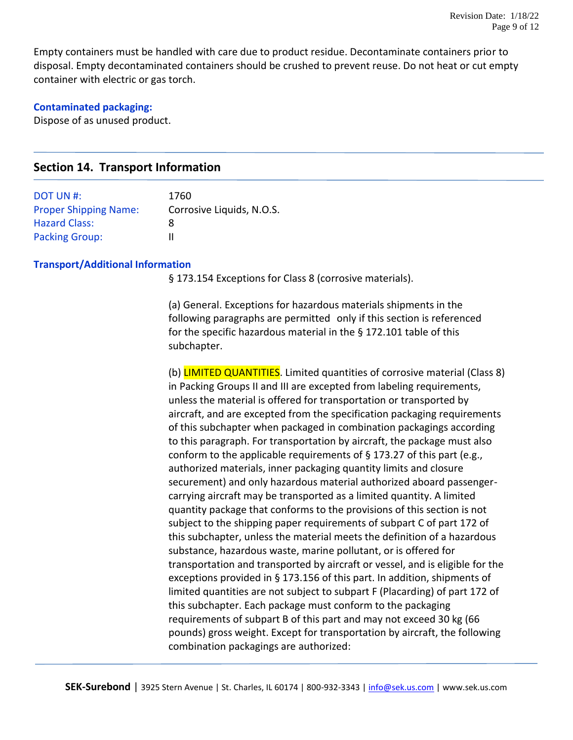Empty containers must be handled with care due to product residue. Decontaminate containers prior to disposal. Empty decontaminated containers should be crushed to prevent reuse. Do not heat or cut empty container with electric or gas torch.

**Contaminated packaging:**

Dispose of as unused product.

## Section 14. Transport Information

| | |
|---|---|
| DOT UN #: | 1760 |
| Proper Shipping Name: | Corrosive Liquids, N.O.S. |
| Hazard Class: | 8 |
| Packing Group: | II |

**Transport/Additional Information**

§ 173.154 Exceptions for Class 8 (corrosive materials).

(a) General. Exceptions for hazardous materials shipments in the following paragraphs are permitted only if this section is referenced for the specific hazardous material in the § 172.101 table of this subchapter.

(b) LIMITED QUANTITIES. Limited quantities of corrosive material (Class 8) in Packing Groups II and III are excepted from labeling requirements, unless the material is offered for transportation or transported by aircraft, and are excepted from the specification packaging requirements of this subchapter when packaged in combination packagings according to this paragraph. For transportation by aircraft, the package must also conform to the applicable requirements of § 173.27 of this part (e.g., authorized materials, inner packaging quantity limits and closure securement) and only hazardous material authorized aboard passenger-carrying aircraft may be transported as a limited quantity. A limited quantity package that conforms to the provisions of this section is not subject to the shipping paper requirements of subpart C of part 172 of this subchapter, unless the material meets the definition of a hazardous substance, hazardous waste, marine pollutant, or is offered for transportation and transported by aircraft or vessel, and is eligible for the exceptions provided in § 173.156 of this part. In addition, shipments of limited quantities are not subject to subpart F (Placarding) of part 172 of this subchapter. Each package must conform to the packaging requirements of subpart B of this part and may not exceed 30 kg (66 pounds) gross weight. Except for transportation by aircraft, the following combination packagings are authorized: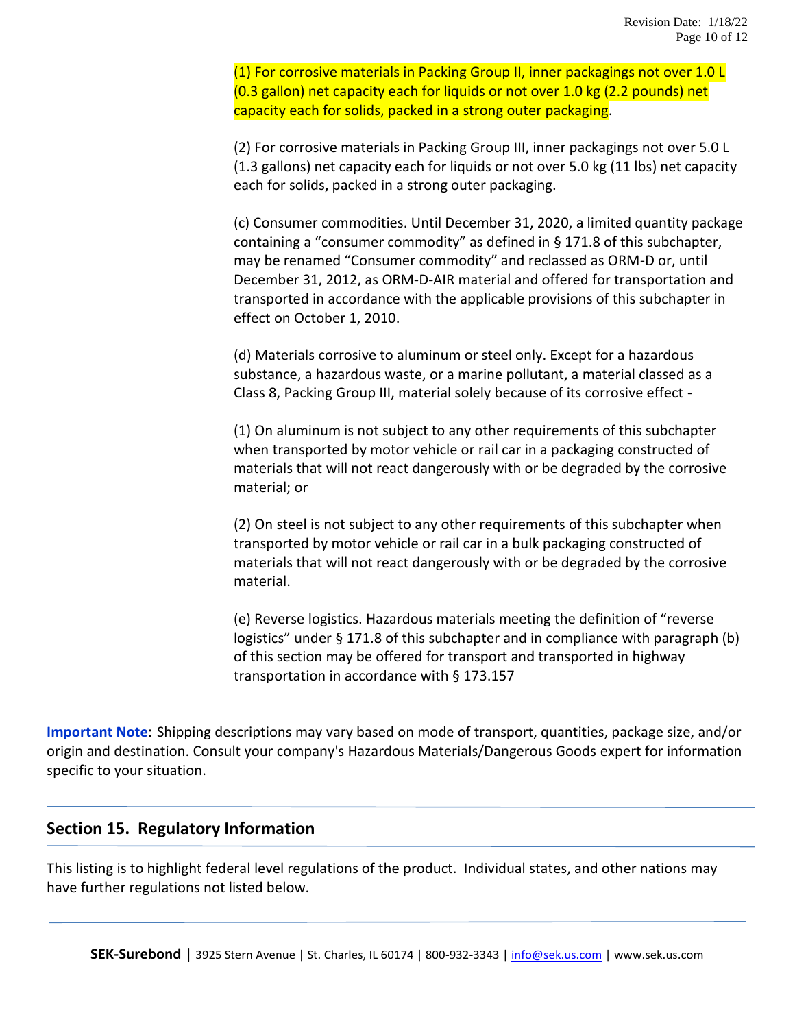(1) For corrosive materials in Packing Group II, inner packagings not over 1.0 L (0.3 gallon) net capacity each for liquids or not over 1.0 kg (2.2 pounds) net capacity each for solids, packed in a strong outer packaging.

(2) For corrosive materials in Packing Group III, inner packagings not over 5.0 L (1.3 gallons) net capacity each for liquids or not over 5.0 kg (11 lbs) net capacity each for solids, packed in a strong outer packaging.

(c) Consumer commodities. Until December 31, 2020, a limited quantity package containing a "consumer commodity" as defined in § 171.8 of this subchapter, may be renamed "Consumer commodity" and reclassed as ORM-D or, until December 31, 2012, as ORM-D-AIR material and offered for transportation and transported in accordance with the applicable provisions of this subchapter in effect on October 1, 2010.

(d) Materials corrosive to aluminum or steel only. Except for a hazardous substance, a hazardous waste, or a marine pollutant, a material classed as a Class 8, Packing Group III, material solely because of its corrosive effect -

(1) On aluminum is not subject to any other requirements of this subchapter when transported by motor vehicle or rail car in a packaging constructed of materials that will not react dangerously with or be degraded by the corrosive material; or

(2) On steel is not subject to any other requirements of this subchapter when transported by motor vehicle or rail car in a bulk packaging constructed of materials that will not react dangerously with or be degraded by the corrosive material.

(e) Reverse logistics. Hazardous materials meeting the definition of "reverse logistics" under § 171.8 of this subchapter and in compliance with paragraph (b) of this section may be offered for transport and transported in highway transportation in accordance with § 173.157

**Important Note:** Shipping descriptions may vary based on mode of transport, quantities, package size, and/or origin and destination. Consult your company's Hazardous Materials/Dangerous Goods expert for information specific to your situation.

## Section 15. Regulatory Information

This listing is to highlight federal level regulations of the product. Individual states, and other nations may have further regulations not listed below.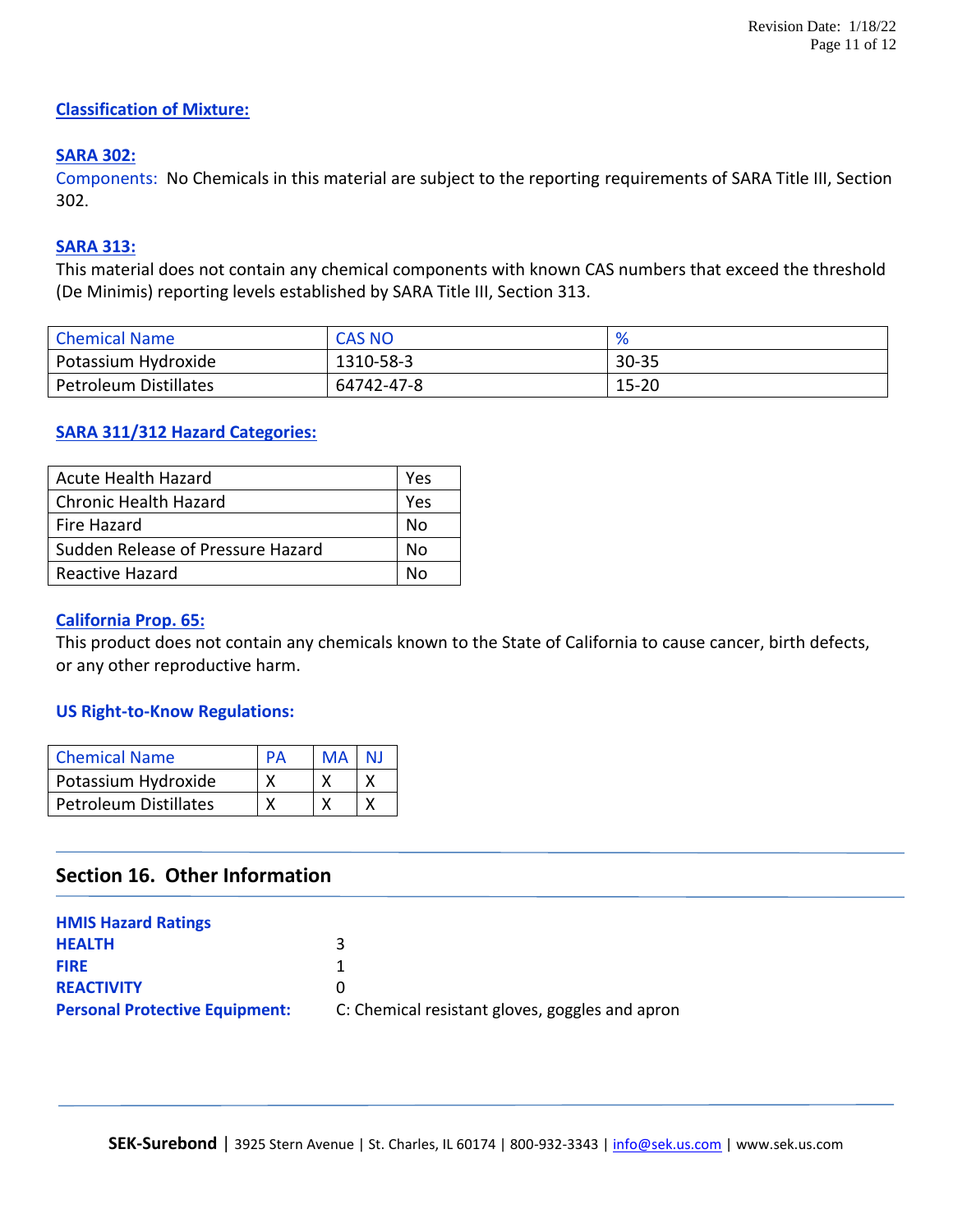### Classification of Mixture:

### SARA 302:

Components: No Chemicals in this material are subject to the reporting requirements of SARA Title III, Section 302.

### SARA 313:

This material does not contain any chemical components with known CAS numbers that exceed the threshold (De Minimis) reporting levels established by SARA Title III, Section 313.

| Chemical Name | CAS NO | % |
|---|---|---|
| Potassium Hydroxide | 1310-58-3 | 30-35 |
| Petroleum Distillates | 64742-47-8 | 15-20 |

### SARA 311/312 Hazard Categories:

| | |
|---|---|
| Acute Health Hazard | Yes |
| Chronic Health Hazard | Yes |
| Fire Hazard | No |
| Sudden Release of Pressure Hazard | No |
| Reactive Hazard | No |

### California Prop. 65:

This product does not contain any chemicals known to the State of California to cause cancer, birth defects, or any other reproductive harm.

### US Right-to-Know Regulations:

| Chemical Name | PA | MA | NJ |
|---|---|---|---|
| Potassium Hydroxide | X | X | X |
| Petroleum Distillates | X | X | X |

## Section 16. Other Information

**HMIS Hazard Ratings**

**HEALTH** 3

**FIRE** 1

**REACTIVITY** 0

**Personal Protective Equipment:** C: Chemical resistant gloves, goggles and apron

**SEK-Surebond** | 3925 Stern Avenue | St. Charles, IL 60174 | 800-932-3343 | info@sek.us.com | www.sek.us.com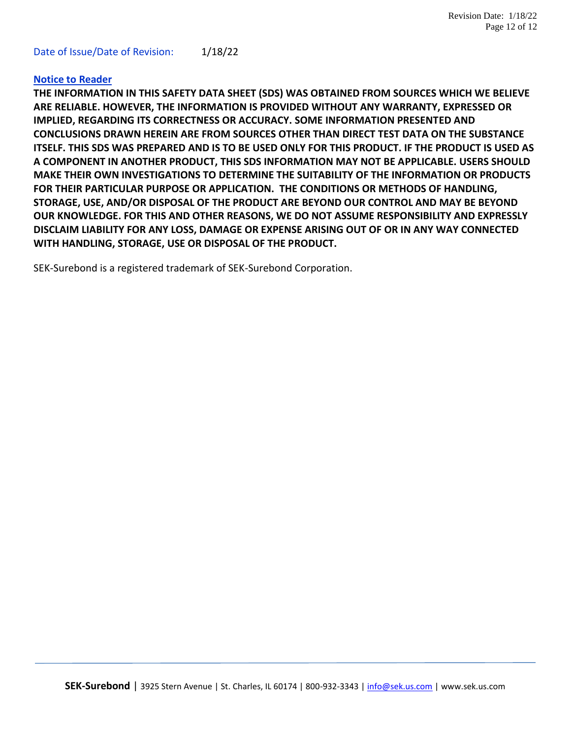Date of Issue/Date of Revision: 1/18/22

## Notice to Reader

**THE INFORMATION IN THIS SAFETY DATA SHEET (SDS) WAS OBTAINED FROM SOURCES WHICH WE BELIEVE ARE RELIABLE. HOWEVER, THE INFORMATION IS PROVIDED WITHOUT ANY WARRANTY, EXPRESSED OR IMPLIED, REGARDING ITS CORRECTNESS OR ACCURACY. SOME INFORMATION PRESENTED AND CONCLUSIONS DRAWN HEREIN ARE FROM SOURCES OTHER THAN DIRECT TEST DATA ON THE SUBSTANCE ITSELF. THIS SDS WAS PREPARED AND IS TO BE USED ONLY FOR THIS PRODUCT. IF THE PRODUCT IS USED AS A COMPONENT IN ANOTHER PRODUCT, THIS SDS INFORMATION MAY NOT BE APPLICABLE. USERS SHOULD MAKE THEIR OWN INVESTIGATIONS TO DETERMINE THE SUITABILITY OF THE INFORMATION OR PRODUCTS FOR THEIR PARTICULAR PURPOSE OR APPLICATION. THE CONDITIONS OR METHODS OF HANDLING, STORAGE, USE, AND/OR DISPOSAL OF THE PRODUCT ARE BEYOND OUR CONTROL AND MAY BE BEYOND OUR KNOWLEDGE. FOR THIS AND OTHER REASONS, WE DO NOT ASSUME RESPONSIBILITY AND EXPRESSLY DISCLAIM LIABILITY FOR ANY LOSS, DAMAGE OR EXPENSE ARISING OUT OF OR IN ANY WAY CONNECTED WITH HANDLING, STORAGE, USE OR DISPOSAL OF THE PRODUCT.**

SEK-Surebond is a registered trademark of SEK-Surebond Corporation.